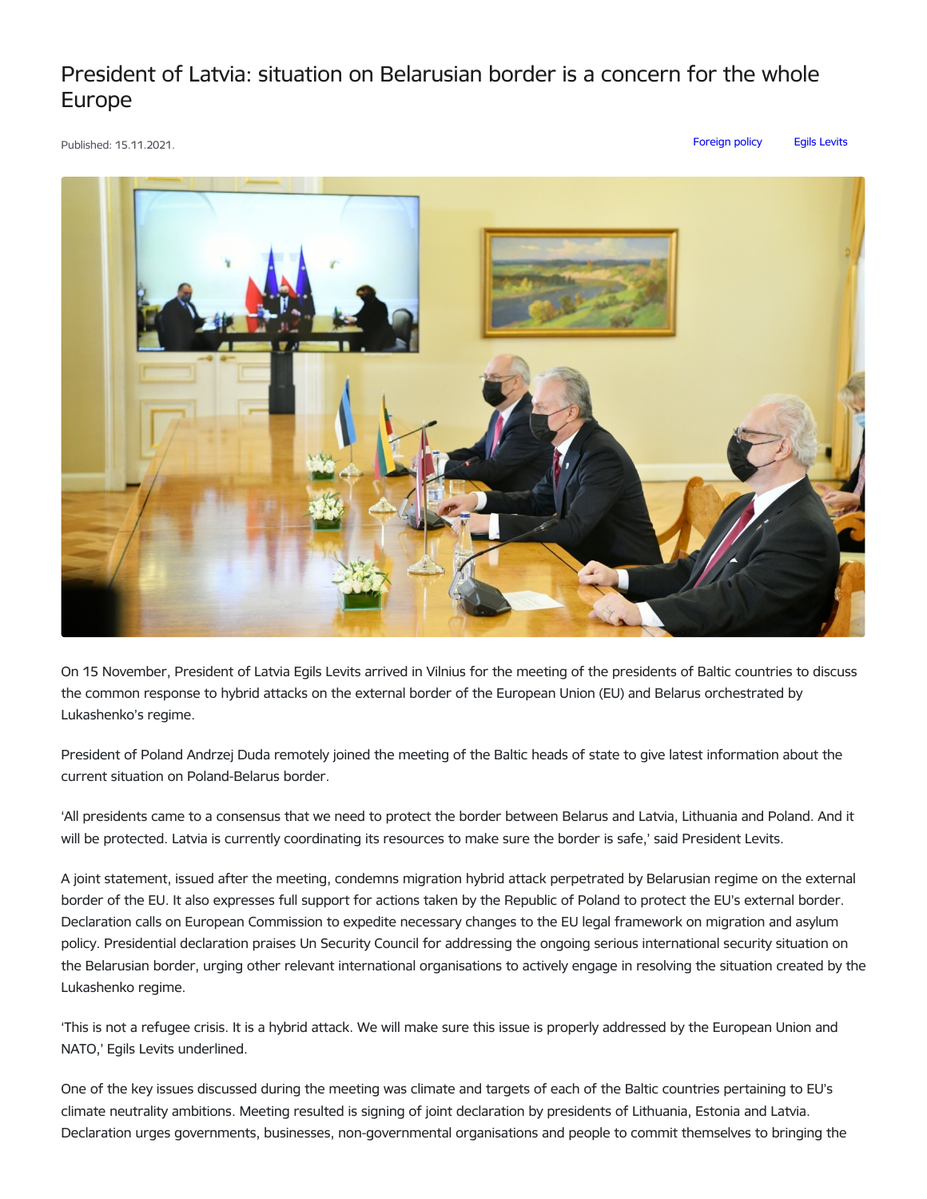# President of Latvia: situation on Belarusian border is a concern for the whole Europe

Published: 15.11.2021.

Foreign policy Egils Levits

On 15 November, President of Latvia Egils Levits arrived in Vilnius for the meeting of the presidents of Baltic countries to discuss the common response to hybrid attacks on the external border of the European Union (EU) and Belarus orchestrated by Lukashenko's regime.

President of Poland Andrzej Duda remotely joined the meeting of the Baltic heads of state to give latest information about the current situation on Poland-Belarus border.

'All presidents came to a consensus that we need to protect the border between Belarus and Latvia, Lithuania and Poland. And it will be protected. Latvia is currently coordinating its resources to make sure the border is safe,' said President Levits.

A joint statement, issued after the meeting, condemns migration hybrid attack perpetrated by Belarusian regime on the external border of the EU. It also expresses full support for actions taken by the Republic of Poland to protect the EU's external border. Declaration calls on European Commission to expedite necessary changes to the EU legal framework on migration and asylum policy. Presidential declaration praises Un Security Council for addressing the ongoing serious international security situation on the Belarusian border, urging other relevant international organisations to actively engage in resolving the situation created by the Lukashenko regime.

'This is not a refugee crisis. It is a hybrid attack. We will make sure this issue is properly addressed by the European Union and NATO,' Egils Levits underlined.

One of the key issues discussed during the meeting was climate and targets of each of the Baltic countries pertaining to EU's climate neutrality ambitions. Meeting resulted is signing of joint declaration by presidents of Lithuania, Estonia and Latvia. Declaration urges governments, businesses, non-governmental organisations and people to commit themselves to bringing the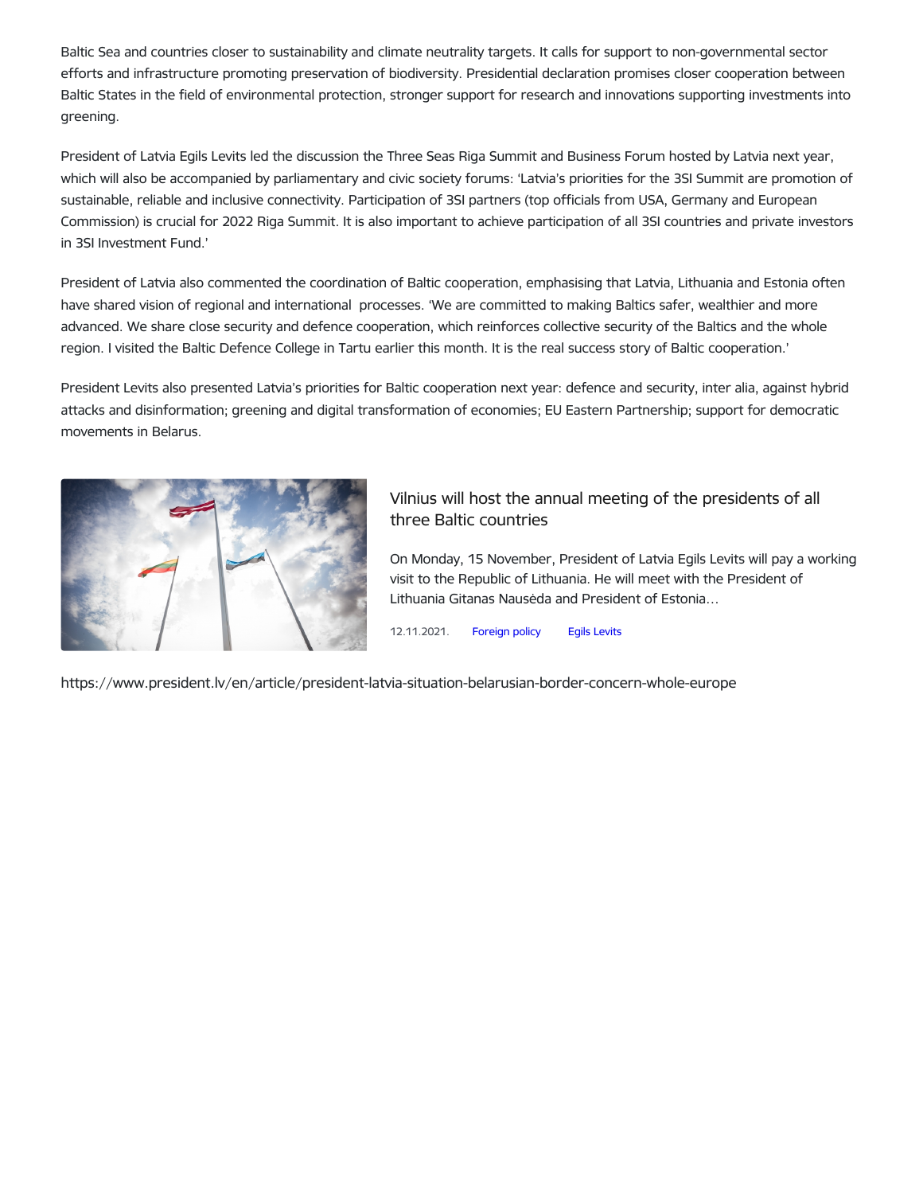Baltic Sea and countries closer to sustainability and climate neutrality targets. It calls for support to non-governmental sector efforts and infrastructure promoting preservation of biodiversity. Presidential declaration promises closer cooperation between Baltic States in the field of environmental protection, stronger support for research and innovations supporting investments into greening.

President of Latvia Egils Levits led the discussion the Three Seas Riga Summit and Business Forum hosted by Latvia next year, which will also be accompanied by parliamentary and civic society forums: 'Latvia's priorities for the 3SI Summit are promotion of sustainable, reliable and inclusive connectivity. Participation of 3SI partners (top officials from USA, Germany and European Commission) is crucial for 2022 Riga Summit. It is also important to achieve participation of all 3SI countries and private investors in 3SI Investment Fund.'

President of Latvia also commented the coordination of Baltic cooperation, emphasising that Latvia, Lithuania and Estonia often have shared vision of regional and international processes. 'We are committed to making Baltics safer, wealthier and more advanced. We share close security and defence cooperation, which reinforces collective security of the Baltics and the whole region. I visited the Baltic Defence College in Tartu earlier this month. It is the real success story of Baltic cooperation.'

President Levits also presented Latvia's priorities for Baltic cooperation next year: defence and security, inter alia, against hybrid attacks and disinformation; greening and digital transformation of economies; EU Eastern Partnership; support for democratic movements in Belarus.

### Vilnius will host the annual meeting of the presidents of all three Baltic countries

On Monday, 15 November, President of Latvia Egils Levits will pay a working visit to the Republic of Lithuania. He will meet with the President of Lithuania Gitanas Nausėda and President of Estonia…

12.11.2021. Foreign policy Egils Levits

https://www.president.lv/en/article/president-latvia-situation-belarusian-border-concern-whole-europe